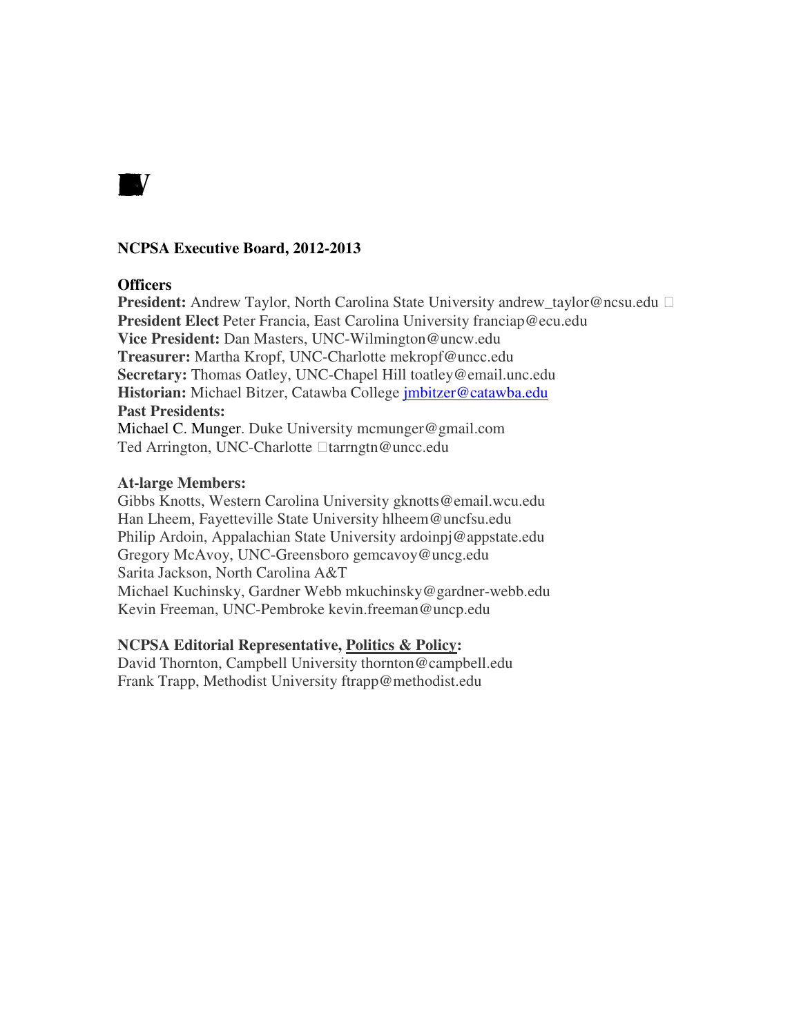**NCPSA Executive Board, 2012-2013**

**Officers**

**President:** Andrew Taylor, North Carolina State University andrew_taylor@ncsu.edu
**President Elect** Peter Francia, East Carolina University franciap@ecu.edu
**Vice President:** Dan Masters, UNC-Wilmington@uncw.edu
**Treasurer:** Martha Kropf, UNC-Charlotte mekropf@uncc.edu
**Secretary:** Thomas Oatley, UNC-Chapel Hill toatley@email.unc.edu
**Historian:** Michael Bitzer, Catawba College jmbitzer@catawba.edu
**Past Presidents:**
Michael C. Munger. Duke University mcmunger@gmail.com
Ted Arrington, UNC-Charlotte tarrngtn@uncc.edu

**At-large Members:**
Gibbs Knotts, Western Carolina University gknotts@email.wcu.edu
Han Lheem, Fayetteville State University hlheem@uncfsu.edu
Philip Ardoin, Appalachian State University ardoinpj@appstate.edu
Gregory McAvoy, UNC-Greensboro gemcavoy@uncg.edu
Sarita Jackson, North Carolina A&T
Michael Kuchinsky, Gardner Webb mkuchinsky@gardner-webb.edu
Kevin Freeman, UNC-Pembroke kevin.freeman@uncp.edu

**NCPSA Editorial Representative, Politics & Policy:**
David Thornton, Campbell University thornton@campbell.edu
Frank Trapp, Methodist University ftrapp@methodist.edu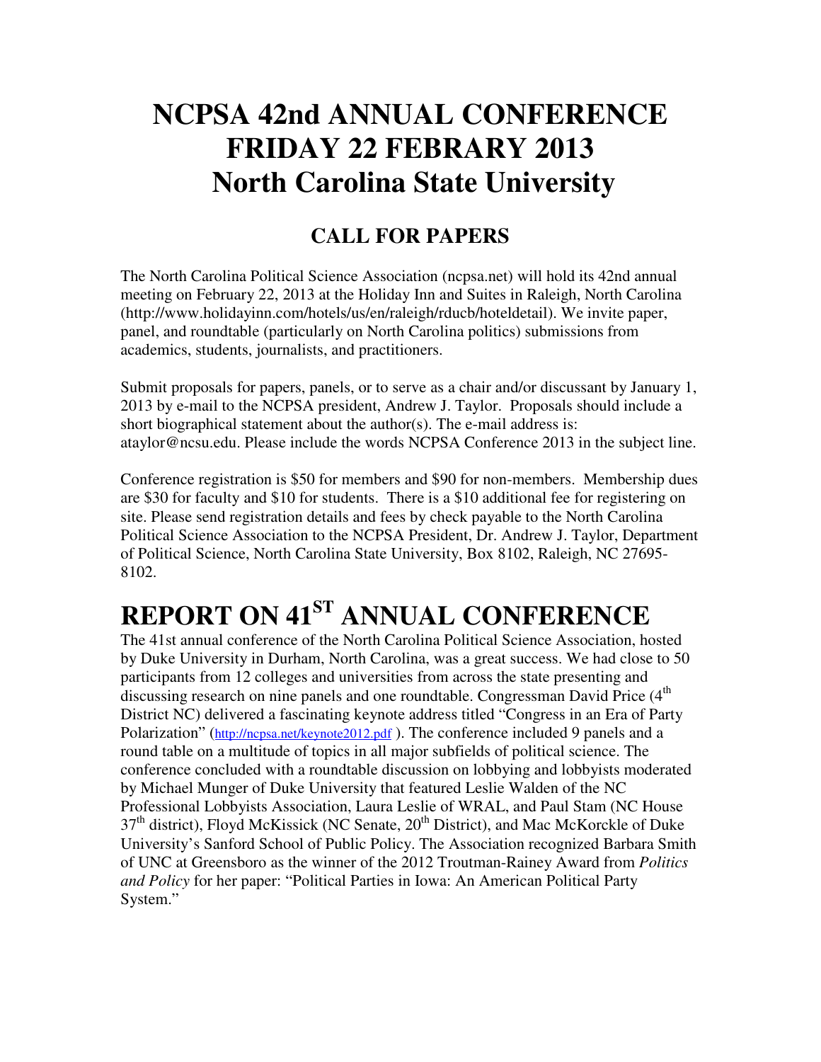# NCPSA 42nd ANNUAL CONFERENCE FRIDAY 22 FEBRARY 2013 North Carolina State University

## CALL FOR PAPERS

The North Carolina Political Science Association (ncpsa.net) will hold its 42nd annual meeting on February 22, 2013 at the Holiday Inn and Suites in Raleigh, North Carolina (http://www.holidayinn.com/hotels/us/en/raleigh/rducb/hoteldetail). We invite paper, panel, and roundtable (particularly on North Carolina politics) submissions from academics, students, journalists, and practitioners.

Submit proposals for papers, panels, or to serve as a chair and/or discussant by January 1, 2013 by e-mail to the NCPSA president, Andrew J. Taylor. Proposals should include a short biographical statement about the author(s). The e-mail address is: ataylor@ncsu.edu. Please include the words NCPSA Conference 2013 in the subject line.

Conference registration is $50 for members and $90 for non-members. Membership dues are $30 for faculty and $10 for students. There is a $10 additional fee for registering on site. Please send registration details and fees by check payable to the North Carolina Political Science Association to the NCPSA President, Dr. Andrew J. Taylor, Department of Political Science, North Carolina State University, Box 8102, Raleigh, NC 27695-8102.

# REPORT ON 41ST ANNUAL CONFERENCE

The 41st annual conference of the North Carolina Political Science Association, hosted by Duke University in Durham, North Carolina, was a great success. We had close to 50 participants from 12 colleges and universities from across the state presenting and discussing research on nine panels and one roundtable. Congressman David Price (4th District NC) delivered a fascinating keynote address titled "Congress in an Era of Party Polarization" (http://ncpsa.net/keynote2012.pdf ). The conference included 9 panels and a round table on a multitude of topics in all major subfields of political science. The conference concluded with a roundtable discussion on lobbying and lobbyists moderated by Michael Munger of Duke University that featured Leslie Walden of the NC Professional Lobbyists Association, Laura Leslie of WRAL, and Paul Stam (NC House 37th district), Floyd McKissick (NC Senate, 20th District), and Mac McKorckle of Duke University's Sanford School of Public Policy. The Association recognized Barbara Smith of UNC at Greensboro as the winner of the 2012 Troutman-Rainey Award from *Politics and Policy* for her paper: "Political Parties in Iowa: An American Political Party System."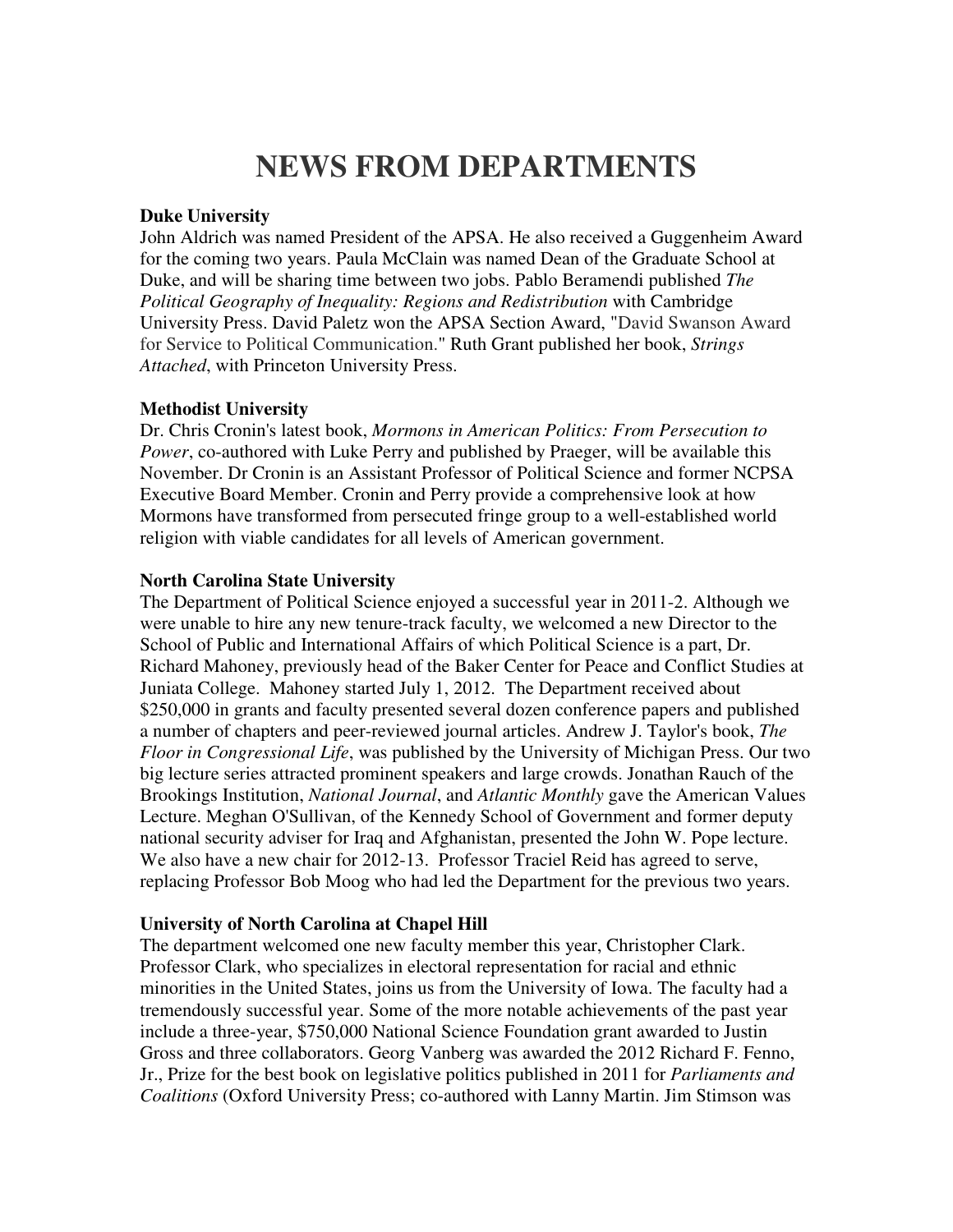# NEWS FROM DEPARTMENTS

**Duke University**
John Aldrich was named President of the APSA. He also received a Guggenheim Award for the coming two years. Paula McClain was named Dean of the Graduate School at Duke, and will be sharing time between two jobs. Pablo Beramendi published *The Political Geography of Inequality: Regions and Redistribution* with Cambridge University Press. David Paletz won the APSA Section Award, "David Swanson Award for Service to Political Communication." Ruth Grant published her book, *Strings Attached*, with Princeton University Press.

**Methodist University**
Dr. Chris Cronin's latest book, *Mormons in American Politics: From Persecution to Power*, co-authored with Luke Perry and published by Praeger, will be available this November. Dr Cronin is an Assistant Professor of Political Science and former NCPSA Executive Board Member. Cronin and Perry provide a comprehensive look at how Mormons have transformed from persecuted fringe group to a well-established world religion with viable candidates for all levels of American government.

**North Carolina State University**
The Department of Political Science enjoyed a successful year in 2011-2. Although we were unable to hire any new tenure-track faculty, we welcomed a new Director to the School of Public and International Affairs of which Political Science is a part, Dr. Richard Mahoney, previously head of the Baker Center for Peace and Conflict Studies at Juniata College. Mahoney started July 1, 2012. The Department received about $250,000 in grants and faculty presented several dozen conference papers and published a number of chapters and peer-reviewed journal articles. Andrew J. Taylor's book, *The Floor in Congressional Life*, was published by the University of Michigan Press. Our two big lecture series attracted prominent speakers and large crowds. Jonathan Rauch of the Brookings Institution, *National Journal*, and *Atlantic Monthly* gave the American Values Lecture. Meghan O'Sullivan, of the Kennedy School of Government and former deputy national security adviser for Iraq and Afghanistan, presented the John W. Pope lecture. We also have a new chair for 2012-13. Professor Traciel Reid has agreed to serve, replacing Professor Bob Moog who had led the Department for the previous two years.

**University of North Carolina at Chapel Hill**
The department welcomed one new faculty member this year, Christopher Clark. Professor Clark, who specializes in electoral representation for racial and ethnic minorities in the United States, joins us from the University of Iowa. The faculty had a tremendously successful year. Some of the more notable achievements of the past year include a three-year, $750,000 National Science Foundation grant awarded to Justin Gross and three collaborators. Georg Vanberg was awarded the 2012 Richard F. Fenno, Jr., Prize for the best book on legislative politics published in 2011 for *Parliaments and Coalitions* (Oxford University Press; co-authored with Lanny Martin. Jim Stimson was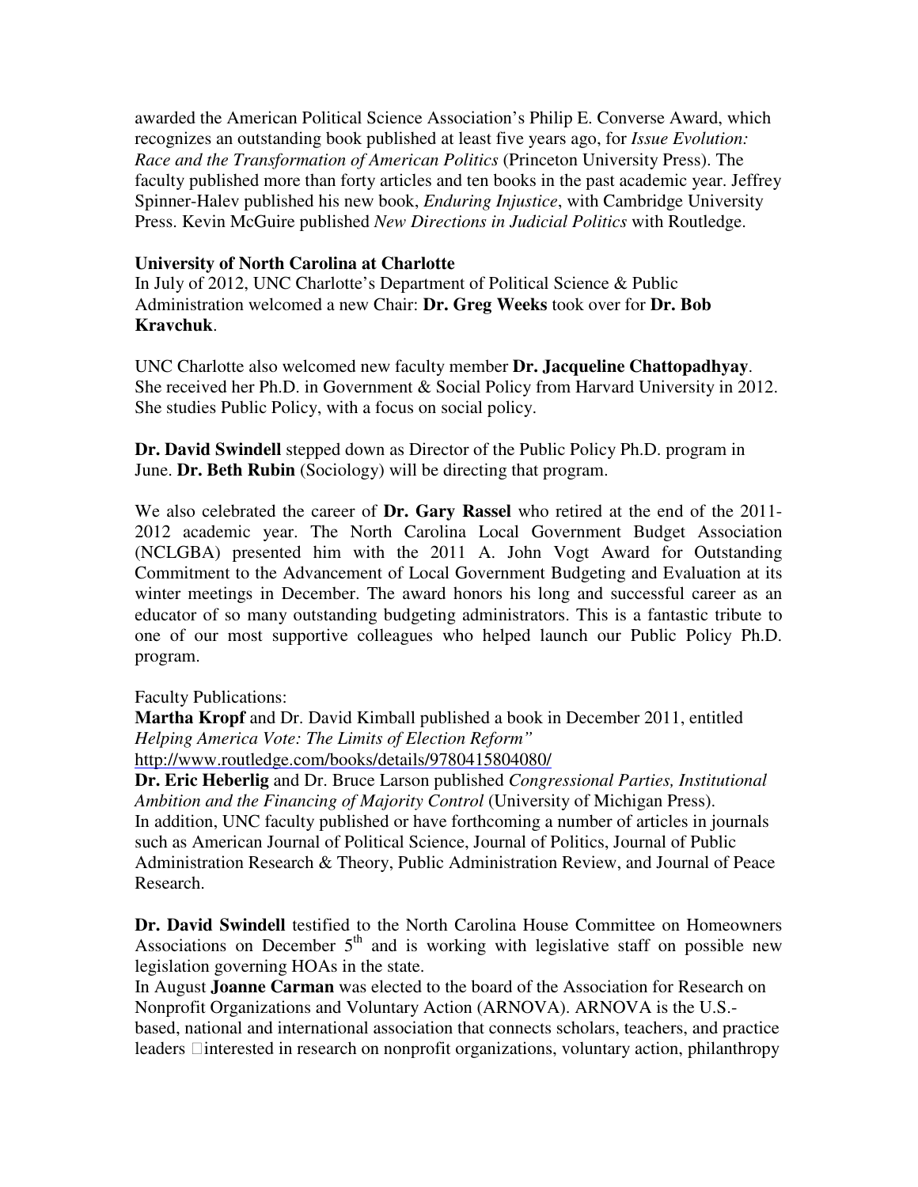awarded the American Political Science Association's Philip E. Converse Award, which recognizes an outstanding book published at least five years ago, for *Issue Evolution: Race and the Transformation of American Politics* (Princeton University Press). The faculty published more than forty articles and ten books in the past academic year. Jeffrey Spinner-Halev published his new book, *Enduring Injustice*, with Cambridge University Press. Kevin McGuire published *New Directions in Judicial Politics* with Routledge.

**University of North Carolina at Charlotte**

In July of 2012, UNC Charlotte's Department of Political Science & Public Administration welcomed a new Chair: **Dr. Greg Weeks** took over for **Dr. Bob Kravchuk**.

UNC Charlotte also welcomed new faculty member **Dr. Jacqueline Chattopadhyay**. She received her Ph.D. in Government & Social Policy from Harvard University in 2012. She studies Public Policy, with a focus on social policy.

**Dr. David Swindell** stepped down as Director of the Public Policy Ph.D. program in June. **Dr. Beth Rubin** (Sociology) will be directing that program.

We also celebrated the career of **Dr. Gary Rassel** who retired at the end of the 2011-2012 academic year. The North Carolina Local Government Budget Association (NCLGBA) presented him with the 2011 A. John Vogt Award for Outstanding Commitment to the Advancement of Local Government Budgeting and Evaluation at its winter meetings in December. The award honors his long and successful career as an educator of so many outstanding budgeting administrators. This is a fantastic tribute to one of our most supportive colleagues who helped launch our Public Policy Ph.D. program.

Faculty Publications:

**Martha Kropf** and Dr. David Kimball published a book in December 2011, entitled *Helping America Vote: The Limits of Election Reform"*
http://www.routledge.com/books/details/9780415804080/

**Dr. Eric Heberlig** and Dr. Bruce Larson published *Congressional Parties, Institutional Ambition and the Financing of Majority Control* (University of Michigan Press).
In addition, UNC faculty published or have forthcoming a number of articles in journals such as American Journal of Political Science, Journal of Politics, Journal of Public Administration Research & Theory, Public Administration Review, and Journal of Peace Research.

**Dr. David Swindell** testified to the North Carolina House Committee on Homeowners Associations on December 5th and is working with legislative staff on possible new legislation governing HOAs in the state.
In August **Joanne Carman** was elected to the board of the Association for Research on Nonprofit Organizations and Voluntary Action (ARNOVA). ARNOVA is the U.S.-based, national and international association that connects scholars, teachers, and practice leaders interested in research on nonprofit organizations, voluntary action, philanthropy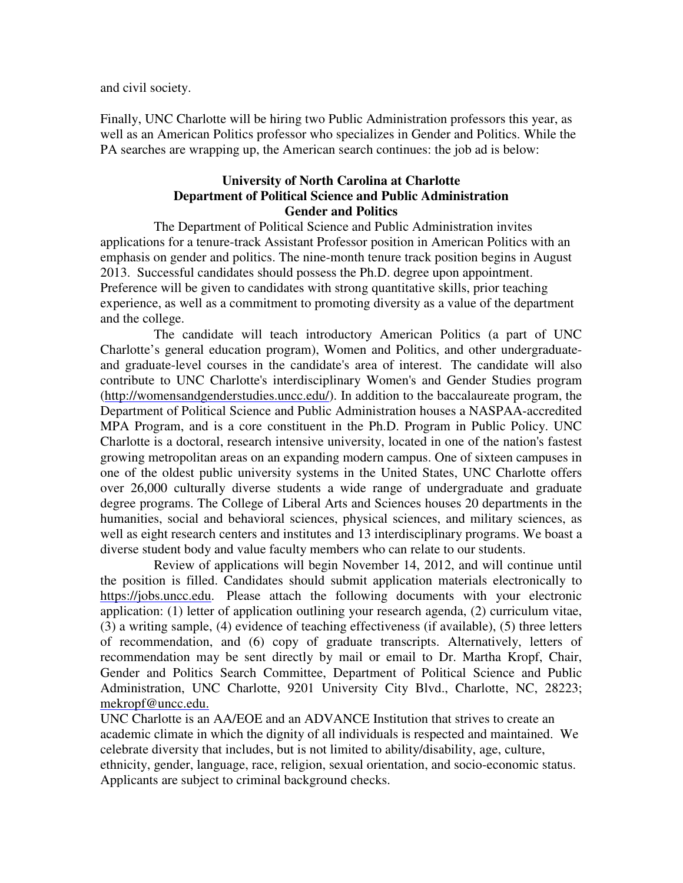and civil society.

Finally, UNC Charlotte will be hiring two Public Administration professors this year, as well as an American Politics professor who specializes in Gender and Politics. While the PA searches are wrapping up, the American search continues: the job ad is below:

**University of North Carolina at Charlotte**
**Department of Political Science and Public Administration**
**Gender and Politics**

The Department of Political Science and Public Administration invites applications for a tenure-track Assistant Professor position in American Politics with an emphasis on gender and politics. The nine-month tenure track position begins in August 2013. Successful candidates should possess the Ph.D. degree upon appointment. Preference will be given to candidates with strong quantitative skills, prior teaching experience, as well as a commitment to promoting diversity as a value of the department and the college.

The candidate will teach introductory American Politics (a part of UNC Charlotte's general education program), Women and Politics, and other undergraduate- and graduate-level courses in the candidate's area of interest. The candidate will also contribute to UNC Charlotte's interdisciplinary Women's and Gender Studies program (http://womensandgenderstudies.uncc.edu/). In addition to the baccalaureate program, the Department of Political Science and Public Administration houses a NASPAA-accredited MPA Program, and is a core constituent in the Ph.D. Program in Public Policy. UNC Charlotte is a doctoral, research intensive university, located in one of the nation's fastest growing metropolitan areas on an expanding modern campus. One of sixteen campuses in one of the oldest public university systems in the United States, UNC Charlotte offers over 26,000 culturally diverse students a wide range of undergraduate and graduate degree programs. The College of Liberal Arts and Sciences houses 20 departments in the humanities, social and behavioral sciences, physical sciences, and military sciences, as well as eight research centers and institutes and 13 interdisciplinary programs. We boast a diverse student body and value faculty members who can relate to our students.

Review of applications will begin November 14, 2012, and will continue until the position is filled. Candidates should submit application materials electronically to https://jobs.uncc.edu. Please attach the following documents with your electronic application: (1) letter of application outlining your research agenda, (2) curriculum vitae, (3) a writing sample, (4) evidence of teaching effectiveness (if available), (5) three letters of recommendation, and (6) copy of graduate transcripts. Alternatively, letters of recommendation may be sent directly by mail or email to Dr. Martha Kropf, Chair, Gender and Politics Search Committee, Department of Political Science and Public Administration, UNC Charlotte, 9201 University City Blvd., Charlotte, NC, 28223; mekropf@uncc.edu.

UNC Charlotte is an AA/EOE and an ADVANCE Institution that strives to create an academic climate in which the dignity of all individuals is respected and maintained. We celebrate diversity that includes, but is not limited to ability/disability, age, culture, ethnicity, gender, language, race, religion, sexual orientation, and socio-economic status. Applicants are subject to criminal background checks.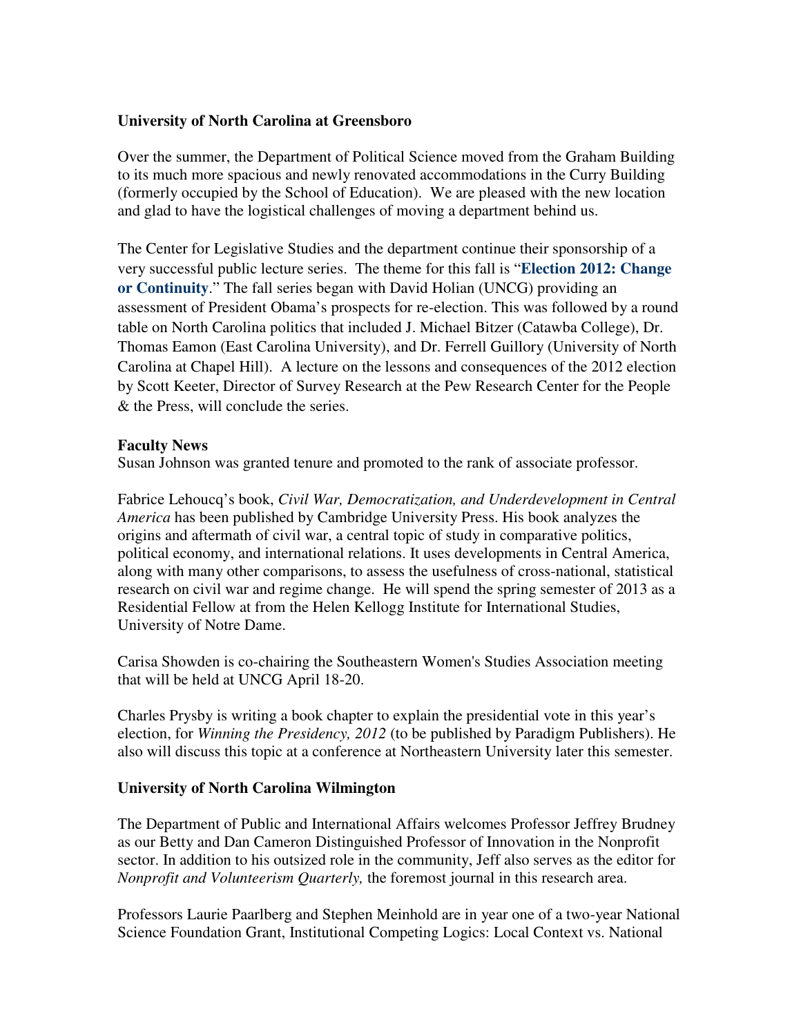**University of North Carolina at Greensboro**

Over the summer, the Department of Political Science moved from the Graham Building to its much more spacious and newly renovated accommodations in the Curry Building (formerly occupied by the School of Education). We are pleased with the new location and glad to have the logistical challenges of moving a department behind us.

The Center for Legislative Studies and the department continue their sponsorship of a very successful public lecture series. The theme for this fall is "**Election 2012: Change or Continuity**." The fall series began with David Holian (UNCG) providing an assessment of President Obama's prospects for re-election. This was followed by a round table on North Carolina politics that included J. Michael Bitzer (Catawba College), Dr. Thomas Eamon (East Carolina University), and Dr. Ferrell Guillory (University of North Carolina at Chapel Hill). A lecture on the lessons and consequences of the 2012 election by Scott Keeter, Director of Survey Research at the Pew Research Center for the People & the Press, will conclude the series.

**Faculty News**

Susan Johnson was granted tenure and promoted to the rank of associate professor.

Fabrice Lehoucq's book, *Civil War, Democratization, and Underdevelopment in Central America* has been published by Cambridge University Press. His book analyzes the origins and aftermath of civil war, a central topic of study in comparative politics, political economy, and international relations. It uses developments in Central America, along with many other comparisons, to assess the usefulness of cross-national, statistical research on civil war and regime change. He will spend the spring semester of 2013 as a Residential Fellow at from the Helen Kellogg Institute for International Studies, University of Notre Dame.

Carisa Showden is co-chairing the Southeastern Women's Studies Association meeting that will be held at UNCG April 18-20.

Charles Prysby is writing a book chapter to explain the presidential vote in this year's election, for *Winning the Presidency, 2012* (to be published by Paradigm Publishers). He also will discuss this topic at a conference at Northeastern University later this semester.

**University of North Carolina Wilmington**

The Department of Public and International Affairs welcomes Professor Jeffrey Brudney as our Betty and Dan Cameron Distinguished Professor of Innovation in the Nonprofit sector. In addition to his outsized role in the community, Jeff also serves as the editor for *Nonprofit and Volunteerism Quarterly,* the foremost journal in this research area.

Professors Laurie Paarlberg and Stephen Meinhold are in year one of a two-year National Science Foundation Grant, Institutional Competing Logics: Local Context vs. National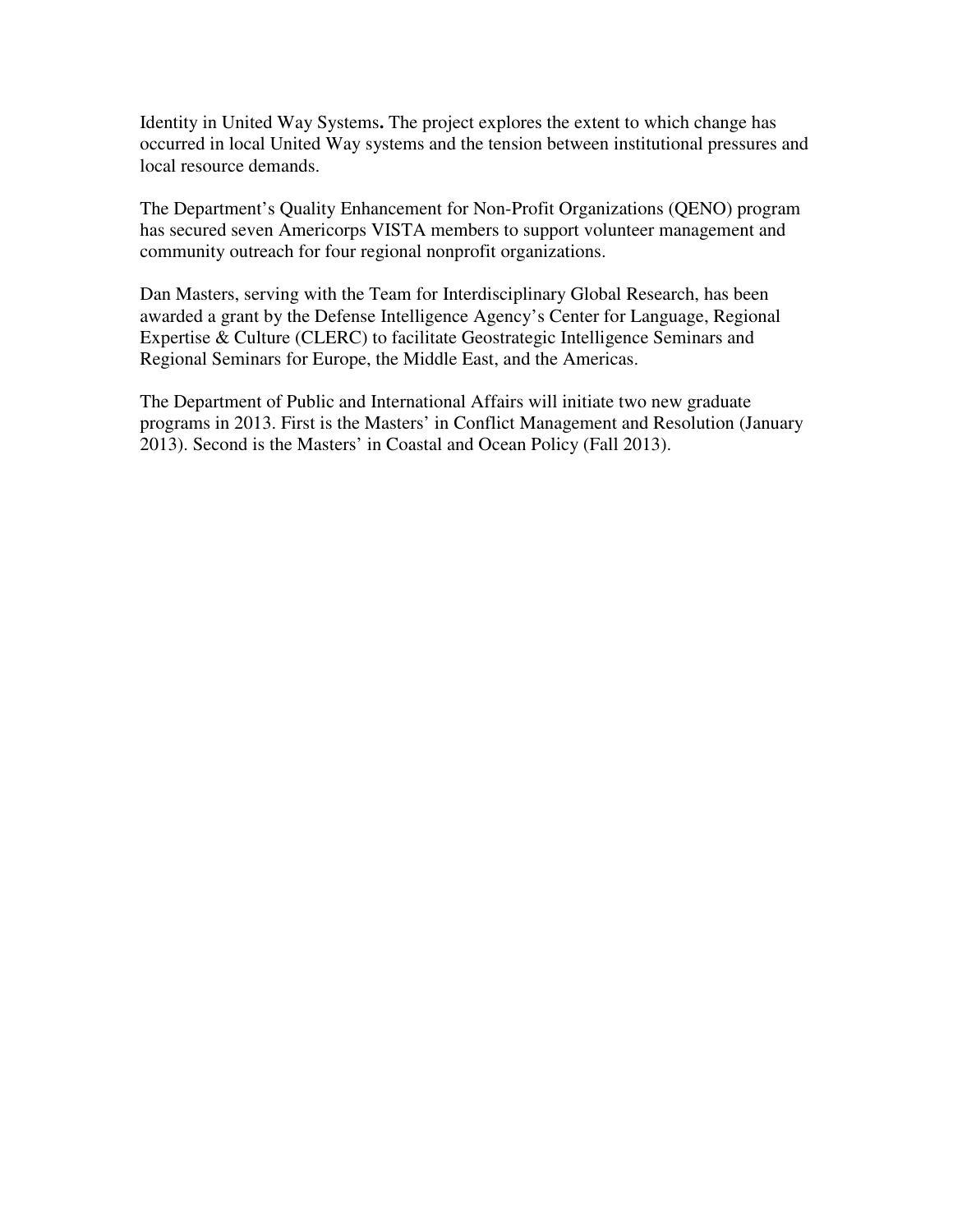Identity in United Way Systems**.** The project explores the extent to which change has occurred in local United Way systems and the tension between institutional pressures and local resource demands.

The Department's Quality Enhancement for Non-Profit Organizations (QENO) program has secured seven Americorps VISTA members to support volunteer management and community outreach for four regional nonprofit organizations.

Dan Masters, serving with the Team for Interdisciplinary Global Research, has been awarded a grant by the Defense Intelligence Agency's Center for Language, Regional Expertise & Culture (CLERC) to facilitate Geostrategic Intelligence Seminars and Regional Seminars for Europe, the Middle East, and the Americas.

The Department of Public and International Affairs will initiate two new graduate programs in 2013. First is the Masters' in Conflict Management and Resolution (January 2013). Second is the Masters' in Coastal and Ocean Policy (Fall 2013).